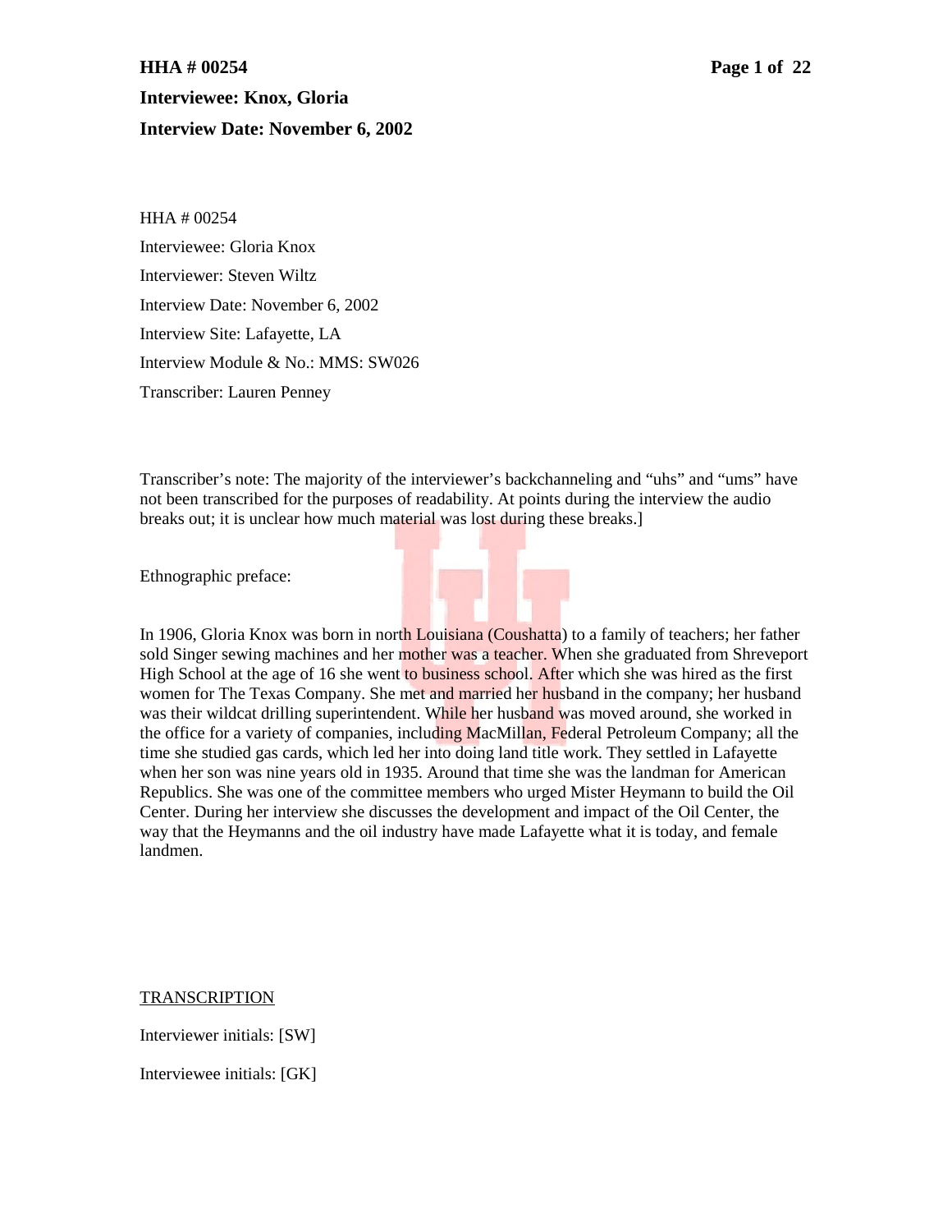**HHA # 00254**

**Interviewee: Knox, Gloria**

**Interview Date: November 6, 2002**

HHA # 00254

Interviewee: Gloria Knox

Interviewer: Steven Wiltz

Interview Date: November 6, 2002

Interview Site: Lafayette, LA

Interview Module & No.: MMS: SW026

Transcriber: Lauren Penney

Transcriber's note: The majority of the interviewer's backchanneling and "uhs" and "ums" have not been transcribed for the purposes of readability. At points during the interview the audio breaks out; it is unclear how much material was lost during these breaks.]

Ethnographic preface:

In 1906, Gloria Knox was born in north Louisiana (Coushatta) to a family of teachers; her father sold Singer sewing machines and her mother was a teacher. When she graduated from Shreveport High School at the age of 16 she went to business school. After which she was hired as the first women for The Texas Company. She met and married her husband in the company; her husband was their wildcat drilling superintendent. While her husband was moved around, she worked in the office for a variety of companies, including MacMillan, Federal Petroleum Company; all the time she studied gas cards, which led her into doing land title work. They settled in Lafayette when her son was nine years old in 1935. Around that time she was the landman for American Republics. She was one of the committee members who urged Mister Heymann to build the Oil Center. During her interview she discusses the development and impact of the Oil Center, the way that the Heymanns and the oil industry have made Lafayette what it is today, and female landmen.

<u>TRANSCRIPTION</u>

Interviewer initials: [SW]

Interviewee initials: [GK]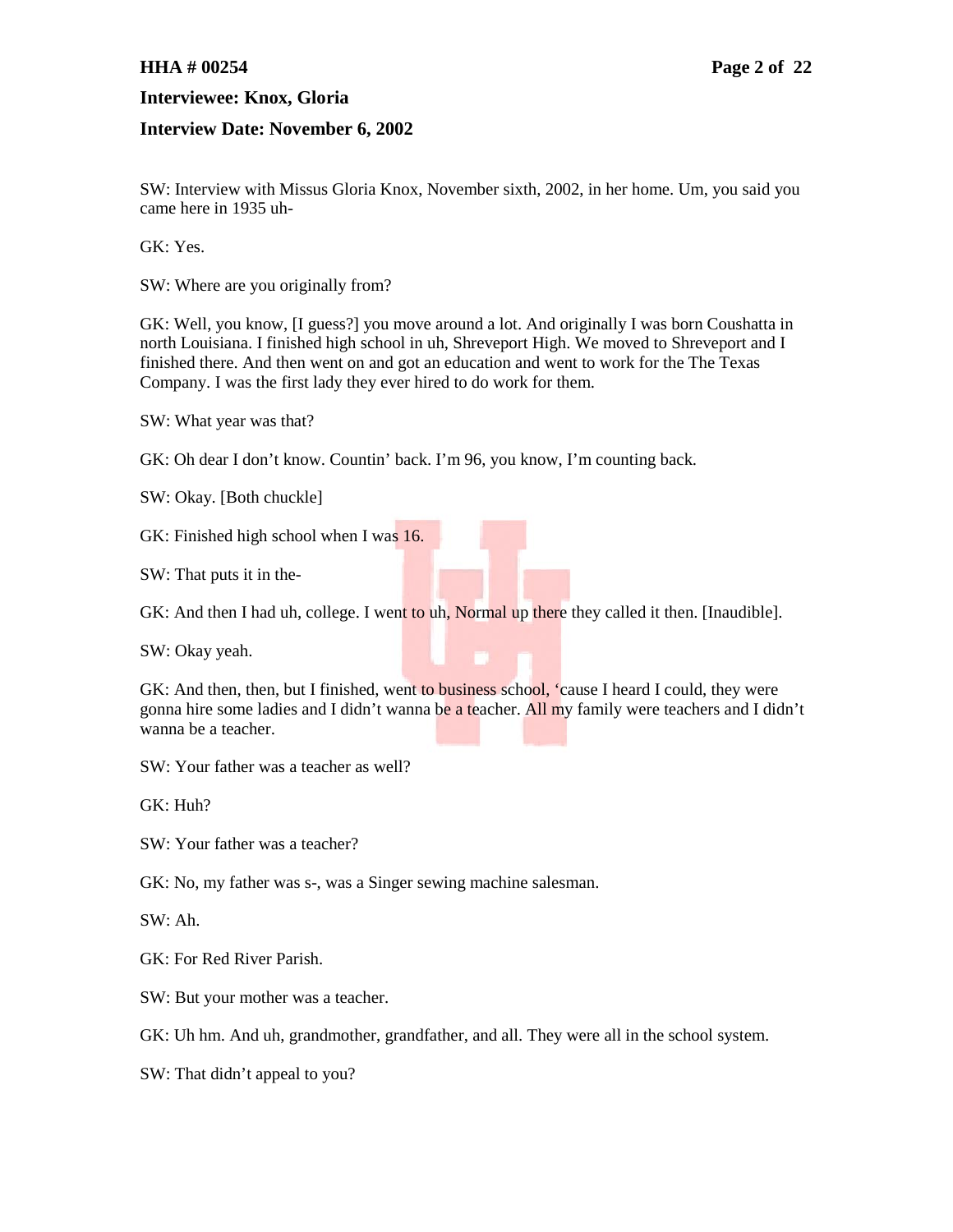SW: Interview with Missus Gloria Knox, November sixth, 2002, in her home. Um, you said you came here in 1935 uh-

GK: Yes.

SW: Where are you originally from?

GK: Well, you know, [I guess?] you move around a lot. And originally I was born Coushatta in north Louisiana. I finished high school in uh, Shreveport High. We moved to Shreveport and I finished there. And then went on and got an education and went to work for the The Texas Company. I was the first lady they ever hired to do work for them.

SW: What year was that?

GK: Oh dear I don't know. Countin' back. I'm 96, you know, I'm counting back.

SW: Okay. [Both chuckle]

GK: Finished high school when I was 16.

SW: That puts it in the-

GK: And then I had uh, college. I went to uh, Normal up there they called it then. [Inaudible].

SW: Okay yeah.

GK: And then, then, but I finished, went to business school, 'cause I heard I could, they were gonna hire some ladies and I didn't wanna be a teacher. All my family were teachers and I didn't wanna be a teacher.

SW: Your father was a teacher as well?

GK: Huh?

SW: Your father was a teacher?

GK: No, my father was s-, was a Singer sewing machine salesman.

SW: Ah.

GK: For Red River Parish.

SW: But your mother was a teacher.

GK: Uh hm. And uh, grandmother, grandfather, and all. They were all in the school system.

SW: That didn't appeal to you?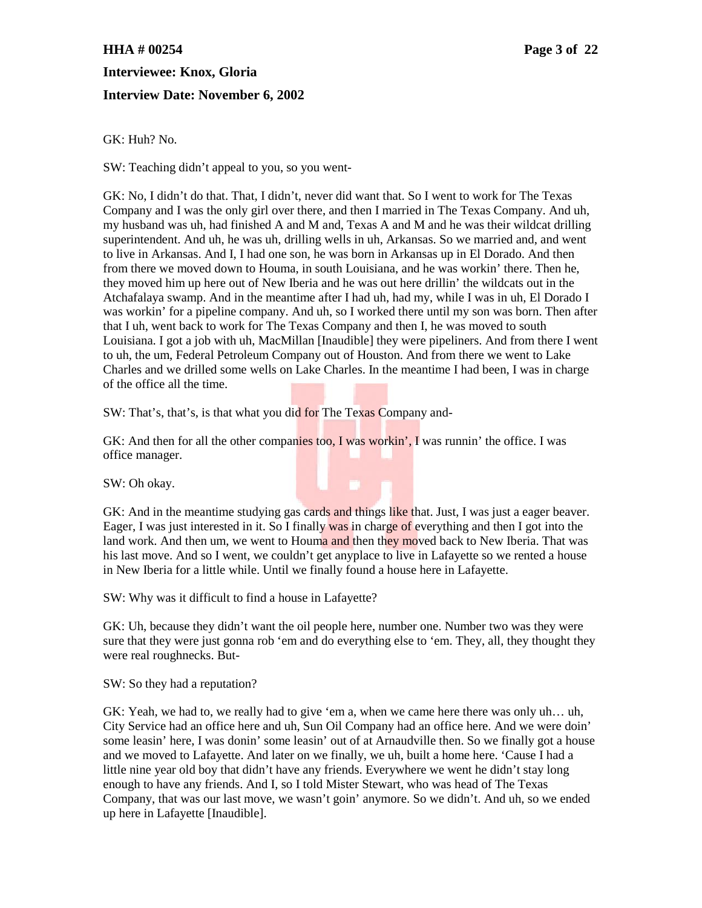GK: Huh? No.

SW: Teaching didn't appeal to you, so you went-

GK: No, I didn't do that. That, I didn't, never did want that. So I went to work for The Texas Company and I was the only girl over there, and then I married in The Texas Company. And uh, my husband was uh, had finished A and M and, Texas A and M and he was their wildcat drilling superintendent. And uh, he was uh, drilling wells in uh, Arkansas. So we married and, and went to live in Arkansas. And I, I had one son, he was born in Arkansas up in El Dorado. And then from there we moved down to Houma, in south Louisiana, and he was workin' there. Then he, they moved him up here out of New Iberia and he was out here drillin' the wildcats out in the Atchafalaya swamp. And in the meantime after I had uh, had my, while I was in uh, El Dorado I was workin' for a pipeline company. And uh, so I worked there until my son was born. Then after that I uh, went back to work for The Texas Company and then I, he was moved to south Louisiana. I got a job with uh, MacMillan [Inaudible] they were pipeliners. And from there I went to uh, the um, Federal Petroleum Company out of Houston. And from there we went to Lake Charles and we drilled some wells on Lake Charles. In the meantime I had been, I was in charge of the office all the time.

SW: That's, that's, is that what you did for The Texas Company and-

GK: And then for all the other companies too, I was workin', I was runnin' the office. I was office manager.

SW: Oh okay.

GK: And in the meantime studying gas cards and things like that. Just, I was just a eager beaver. Eager, I was just interested in it. So I finally was in charge of everything and then I got into the land work. And then um, we went to Houma and then they moved back to New Iberia. That was his last move. And so I went, we couldn't get anyplace to live in Lafayette so we rented a house in New Iberia for a little while. Until we finally found a house here in Lafayette.

SW: Why was it difficult to find a house in Lafayette?

GK: Uh, because they didn't want the oil people here, number one. Number two was they were sure that they were just gonna rob 'em and do everything else to 'em. They, all, they thought they were real roughnecks. But-

SW: So they had a reputation?

GK: Yeah, we had to, we really had to give 'em a, when we came here there was only uh… uh, City Service had an office here and uh, Sun Oil Company had an office here. And we were doin' some leasin' here, I was donin' some leasin' out of at Arnaudville then. So we finally got a house and we moved to Lafayette. And later on we finally, we uh, built a home here. 'Cause I had a little nine year old boy that didn't have any friends. Everywhere we went he didn't stay long enough to have any friends. And I, so I told Mister Stewart, who was head of The Texas Company, that was our last move, we wasn't goin' anymore. So we didn't. And uh, so we ended up here in Lafayette [Inaudible].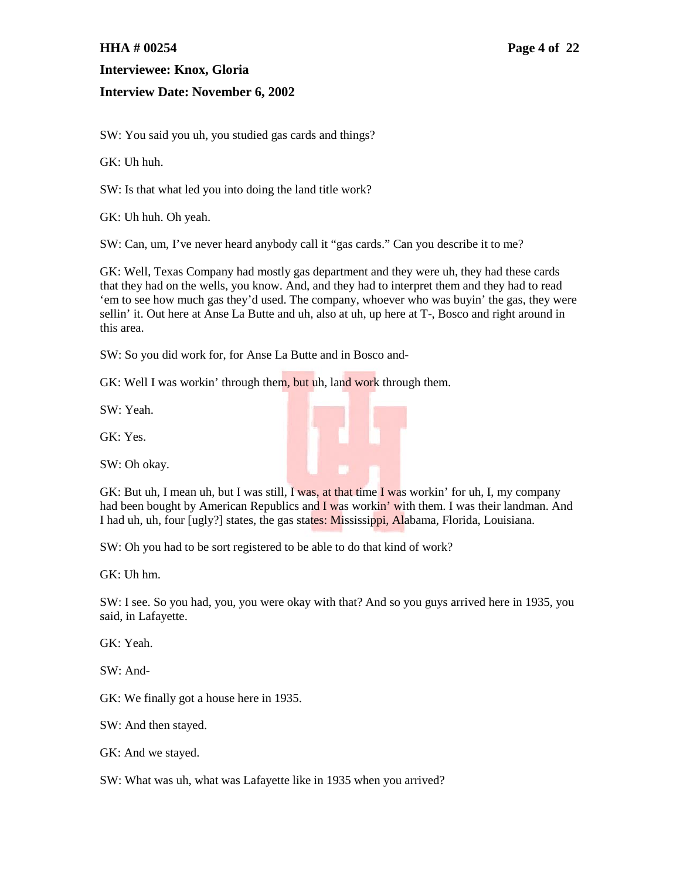SW: You said you uh, you studied gas cards and things?

GK: Uh huh.

SW: Is that what led you into doing the land title work?

GK: Uh huh. Oh yeah.

SW: Can, um, I've never heard anybody call it "gas cards." Can you describe it to me?

GK: Well, Texas Company had mostly gas department and they were uh, they had these cards that they had on the wells, you know. And, and they had to interpret them and they had to read 'em to see how much gas they'd used. The company, whoever who was buyin' the gas, they were sellin' it. Out here at Anse La Butte and uh, also at uh, up here at T-, Bosco and right around in this area.

SW: So you did work for, for Anse La Butte and in Bosco and-

GK: Well I was workin' through them, but uh, land work through them.

SW: Yeah.

GK: Yes.

SW: Oh okay.

GK: But uh, I mean uh, but I was still, I was, at that time I was workin' for uh, I, my company had been bought by American Republics and I was workin' with them. I was their landman. And I had uh, uh, four [ugly?] states, the gas states: Mississippi, Alabama, Florida, Louisiana.

SW: Oh you had to be sort registered to be able to do that kind of work?

GK: Uh hm.

SW: I see. So you had, you, you were okay with that? And so you guys arrived here in 1935, you said, in Lafayette.

GK: Yeah.

SW: And-

GK: We finally got a house here in 1935.

SW: And then stayed.

GK: And we stayed.

SW: What was uh, what was Lafayette like in 1935 when you arrived?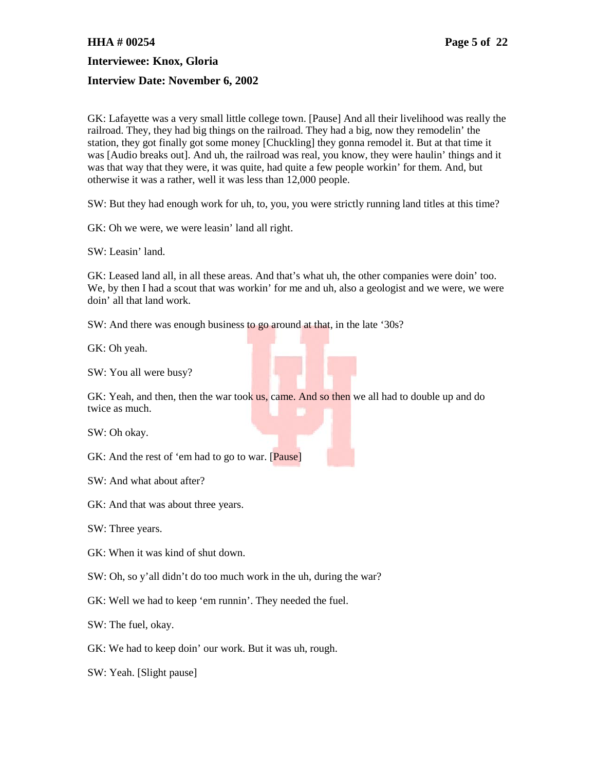GK: Lafayette was a very small little college town. [Pause] And all their livelihood was really the railroad. They, they had big things on the railroad. They had a big, now they remodelin' the station, they got finally got some money [Chuckling] they gonna remodel it. But at that time it was [Audio breaks out]. And uh, the railroad was real, you know, they were haulin' things and it was that way that they were, it was quite, had quite a few people workin' for them. And, but otherwise it was a rather, well it was less than 12,000 people.

SW: But they had enough work for uh, to, you, you were strictly running land titles at this time?

GK: Oh we were, we were leasin' land all right.

SW: Leasin' land.

GK: Leased land all, in all these areas. And that's what uh, the other companies were doin' too. We, by then I had a scout that was workin' for me and uh, also a geologist and we were, we were doin' all that land work.

SW: And there was enough business to go around at that, in the late '30s?

GK: Oh yeah.

SW: You all were busy?

GK: Yeah, and then, then the war took us, came. And so then we all had to double up and do twice as much.

SW: Oh okay.

GK: And the rest of 'em had to go to war. [Pause]

SW: And what about after?

GK: And that was about three years.

SW: Three years.

GK: When it was kind of shut down.

SW: Oh, so y'all didn't do too much work in the uh, during the war?

GK: Well we had to keep 'em runnin'. They needed the fuel.

SW: The fuel, okay.

GK: We had to keep doin' our work. But it was uh, rough.

SW: Yeah. [Slight pause]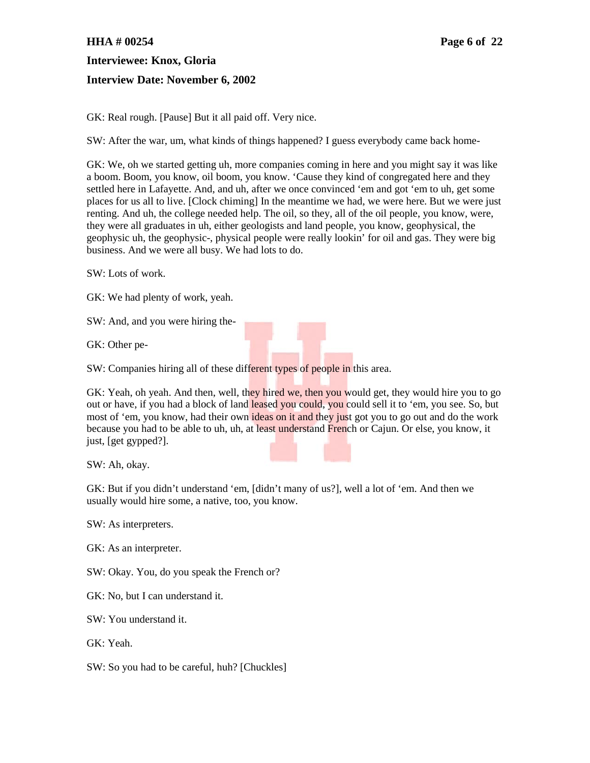GK: Real rough. [Pause] But it all paid off. Very nice.

SW: After the war, um, what kinds of things happened? I guess everybody came back home-

GK: We, oh we started getting uh, more companies coming in here and you might say it was like a boom. Boom, you know, oil boom, you know. 'Cause they kind of congregated here and they settled here in Lafayette. And, and uh, after we once convinced 'em and got 'em to uh, get some places for us all to live. [Clock chiming] In the meantime we had, we were here. But we were just renting. And uh, the college needed help. The oil, so they, all of the oil people, you know, were, they were all graduates in uh, either geologists and land people, you know, geophysical, the geophysic uh, the geophysic-, physical people were really lookin' for oil and gas. They were big business. And we were all busy. We had lots to do.

SW: Lots of work.

GK: We had plenty of work, yeah.

SW: And, and you were hiring the-

GK: Other pe-

SW: Companies hiring all of these different types of people in this area.

GK: Yeah, oh yeah. And then, well, they hired we, then you would get, they would hire you to go out or have, if you had a block of land leased you could, you could sell it to 'em, you see. So, but most of 'em, you know, had their own ideas on it and they just got you to go out and do the work because you had to be able to uh, uh, at least understand French or Cajun. Or else, you know, it just, [get gypped?].

SW: Ah, okay.

GK: But if you didn't understand 'em, [didn't many of us?], well a lot of 'em. And then we usually would hire some, a native, too, you know.

SW: As interpreters.

GK: As an interpreter.

SW: Okay. You, do you speak the French or?

GK: No, but I can understand it.

SW: You understand it.

GK: Yeah.

SW: So you had to be careful, huh? [Chuckles]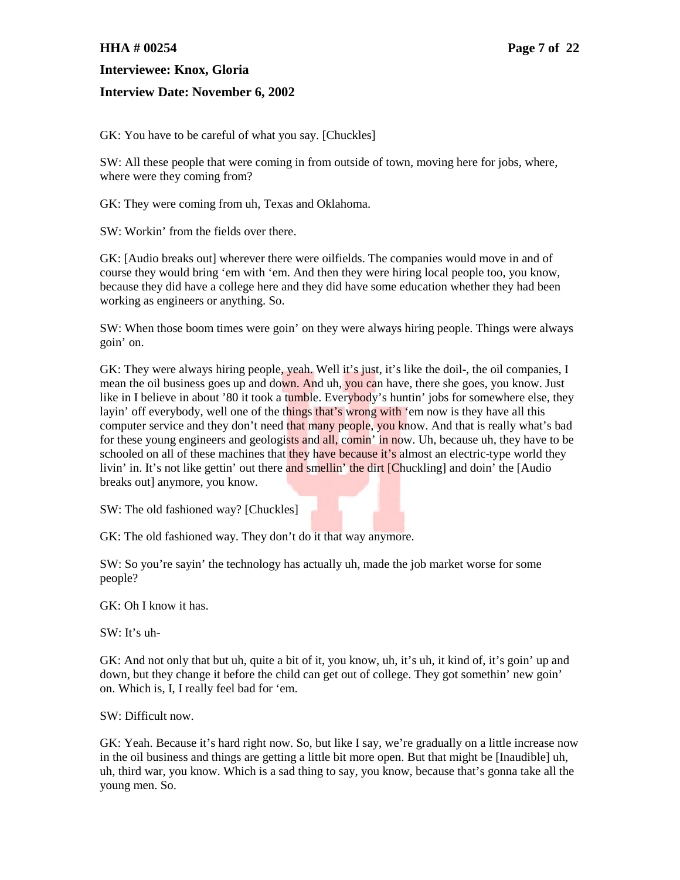GK: You have to be careful of what you say. [Chuckles]

SW: All these people that were coming in from outside of town, moving here for jobs, where, where were they coming from?

GK: They were coming from uh, Texas and Oklahoma.

SW: Workin' from the fields over there.

GK: [Audio breaks out] wherever there were oilfields. The companies would move in and of course they would bring 'em with 'em. And then they were hiring local people too, you know, because they did have a college here and they did have some education whether they had been working as engineers or anything. So.

SW: When those boom times were goin' on they were always hiring people. Things were always goin' on.

GK: They were always hiring people, yeah. Well it's just, it's like the doil-, the oil companies, I mean the oil business goes up and down. And uh, you can have, there she goes, you know. Just like in I believe in about '80 it took a tumble. Everybody's huntin' jobs for somewhere else, they layin' off everybody, well one of the things that's wrong with 'em now is they have all this computer service and they don't need that many people, you know. And that is really what's bad for these young engineers and geologists and all, comin' in now. Uh, because uh, they have to be schooled on all of these machines that they have because it's almost an electric-type world they livin' in. It's not like gettin' out there and smellin' the dirt [Chuckling] and doin' the [Audio breaks out] anymore, you know.

SW: The old fashioned way? [Chuckles]

GK: The old fashioned way. They don't do it that way anymore.

SW: So you're sayin' the technology has actually uh, made the job market worse for some people?

GK: Oh I know it has.

SW: It's uh-

GK: And not only that but uh, quite a bit of it, you know, uh, it's uh, it kind of, it's goin' up and down, but they change it before the child can get out of college. They got somethin' new goin' on. Which is, I, I really feel bad for 'em.

SW: Difficult now.

GK: Yeah. Because it's hard right now. So, but like I say, we're gradually on a little increase now in the oil business and things are getting a little bit more open. But that might be [Inaudible] uh, uh, third war, you know. Which is a sad thing to say, you know, because that's gonna take all the young men. So.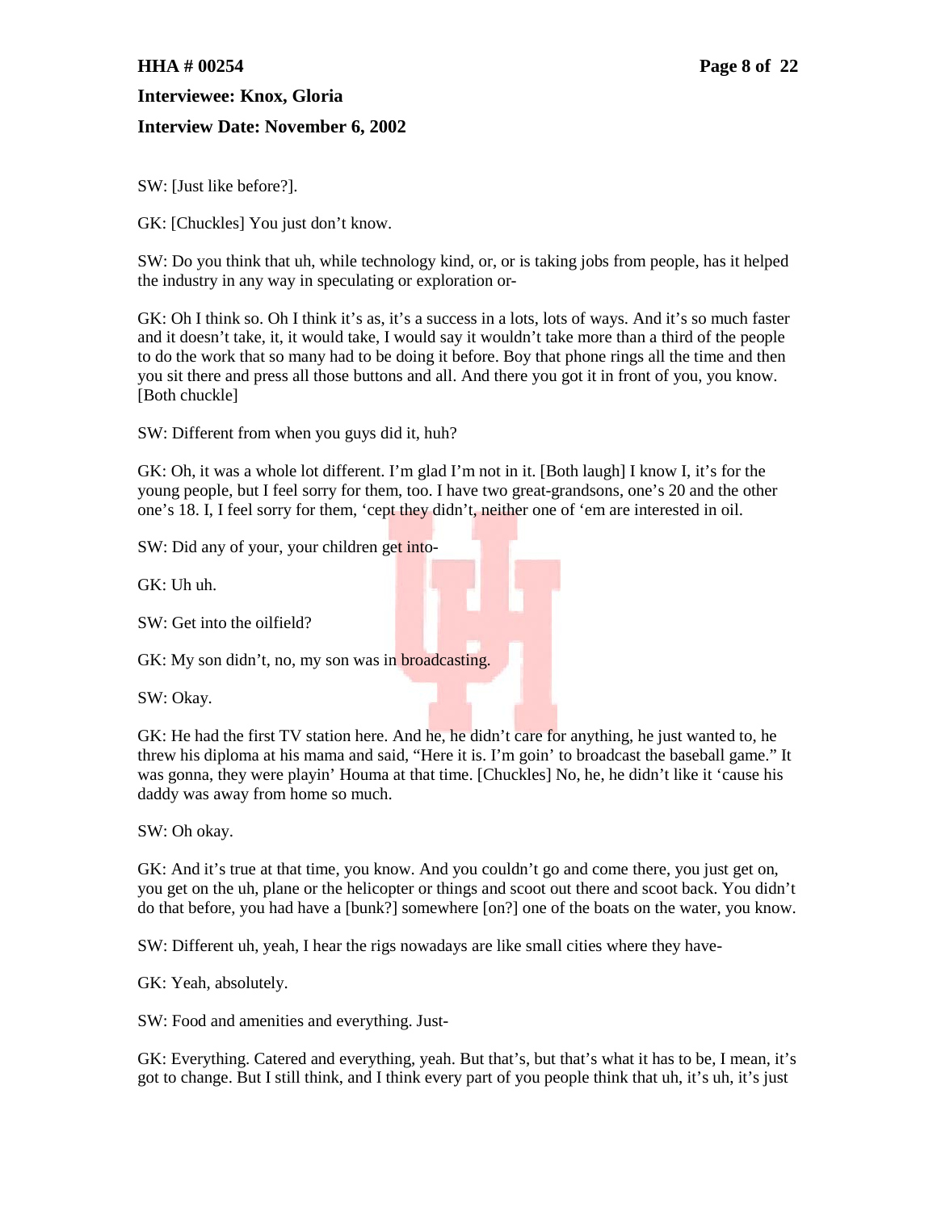SW: [Just like before?].

GK: [Chuckles] You just don't know.

SW: Do you think that uh, while technology kind, or, or is taking jobs from people, has it helped the industry in any way in speculating or exploration or-

GK: Oh I think so. Oh I think it's as, it's a success in a lots, lots of ways. And it's so much faster and it doesn't take, it, it would take, I would say it wouldn't take more than a third of the people to do the work that so many had to be doing it before. Boy that phone rings all the time and then you sit there and press all those buttons and all. And there you got it in front of you, you know. [Both chuckle]

SW: Different from when you guys did it, huh?

GK: Oh, it was a whole lot different. I'm glad I'm not in it. [Both laugh] I know I, it's for the young people, but I feel sorry for them, too. I have two great-grandsons, one's 20 and the other one's 18. I, I feel sorry for them, 'cept they didn't, neither one of 'em are interested in oil.

SW: Did any of your, your children get into-

GK: Uh uh.

SW: Get into the oilfield?

GK: My son didn't, no, my son was in broadcasting.

SW: Okay.

GK: He had the first TV station here. And he, he didn't care for anything, he just wanted to, he threw his diploma at his mama and said, "Here it is. I'm goin' to broadcast the baseball game." It was gonna, they were playin' Houma at that time. [Chuckles] No, he, he didn't like it 'cause his daddy was away from home so much.

SW: Oh okay.

GK: And it's true at that time, you know. And you couldn't go and come there, you just get on, you get on the uh, plane or the helicopter or things and scoot out there and scoot back. You didn't do that before, you had have a [bunk?] somewhere [on?] one of the boats on the water, you know.

SW: Different uh, yeah, I hear the rigs nowadays are like small cities where they have-

GK: Yeah, absolutely.

SW: Food and amenities and everything. Just-

GK: Everything. Catered and everything, yeah. But that's, but that's what it has to be, I mean, it's got to change. But I still think, and I think every part of you people think that uh, it's uh, it's just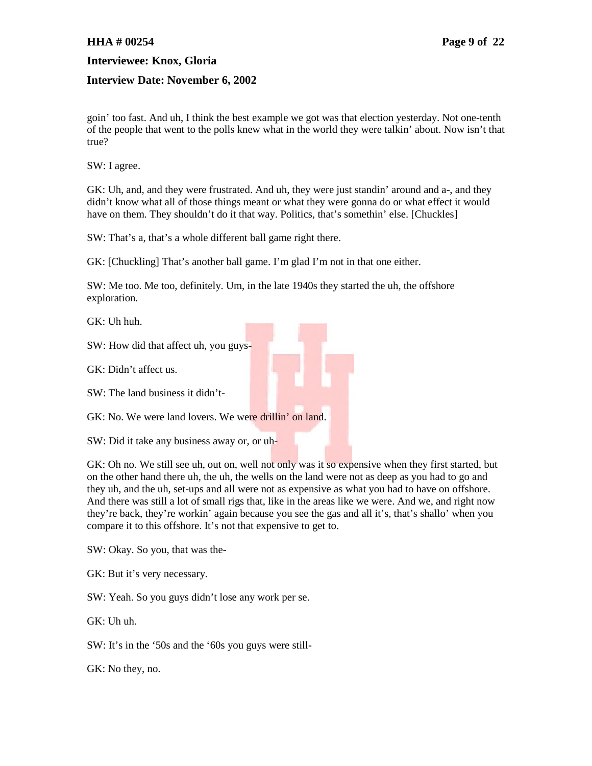goin' too fast. And uh, I think the best example we got was that election yesterday. Not one-tenth of the people that went to the polls knew what in the world they were talkin' about. Now isn't that true?

SW: I agree.

GK: Uh, and, and they were frustrated. And uh, they were just standin' around and a-, and they didn't know what all of those things meant or what they were gonna do or what effect it would have on them. They shouldn't do it that way. Politics, that's somethin' else. [Chuckles]

SW: That's a, that's a whole different ball game right there.

GK: [Chuckling] That's another ball game. I'm glad I'm not in that one either.

SW: Me too. Me too, definitely. Um, in the late 1940s they started the uh, the offshore exploration.

GK: Uh huh.

SW: How did that affect uh, you guys-

GK: Didn't affect us.

SW: The land business it didn't-

GK: No. We were land lovers. We were drillin' on land.

SW: Did it take any business away or, or uh-

GK: Oh no. We still see uh, out on, well not only was it so expensive when they first started, but on the other hand there uh, the uh, the wells on the land were not as deep as you had to go and they uh, and the uh, set-ups and all were not as expensive as what you had to have on offshore. And there was still a lot of small rigs that, like in the areas like we were. And we, and right now they're back, they're workin' again because you see the gas and all it's, that's shallo' when you compare it to this offshore. It's not that expensive to get to.

SW: Okay. So you, that was the-

GK: But it's very necessary.

SW: Yeah. So you guys didn't lose any work per se.

GK: Uh uh.

SW: It's in the '50s and the '60s you guys were still-

GK: No they, no.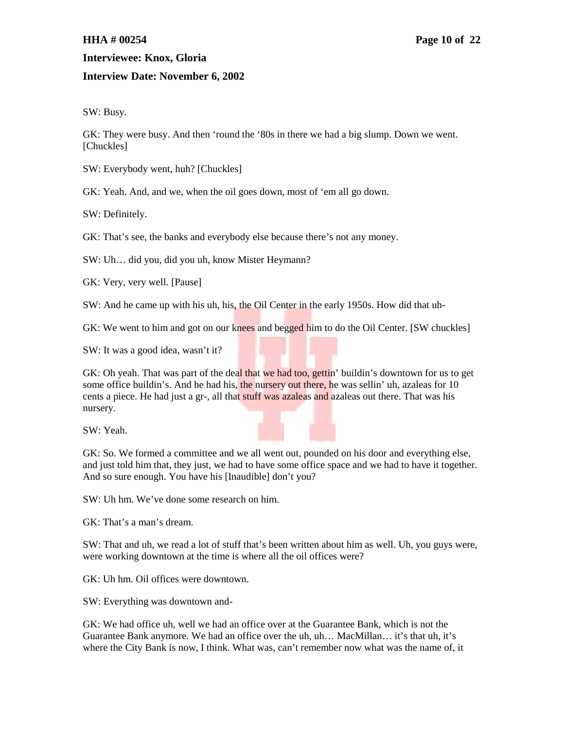SW: Busy.

GK: They were busy. And then 'round the '80s in there we had a big slump. Down we went. [Chuckles]

SW: Everybody went, huh? [Chuckles]

GK: Yeah. And, and we, when the oil goes down, most of 'em all go down.

SW: Definitely.

GK: That's see, the banks and everybody else because there's not any money.

SW: Uh… did you, did you uh, know Mister Heymann?

GK: Very, very well. [Pause]

SW: And he came up with his uh, his, the Oil Center in the early 1950s. How did that uh-

GK: We went to him and got on our knees and begged him to do the Oil Center. [SW chuckles]

SW: It was a good idea, wasn't it?

GK: Oh yeah. That was part of the deal that we had too, gettin' buildin's downtown for us to get some office buildin's. And he had his, the nursery out there, he was sellin' uh, azaleas for 10 cents a piece. He had just a gr-, all that stuff was azaleas and azaleas out there. That was his nursery.

SW: Yeah.

GK: So. We formed a committee and we all went out, pounded on his door and everything else, and just told him that, they just, we had to have some office space and we had to have it together. And so sure enough. You have his [Inaudible] don't you?

SW: Uh hm. We've done some research on him.

GK: That's a man's dream.

SW: That and uh, we read a lot of stuff that's been written about him as well. Uh, you guys were, were working downtown at the time is where all the oil offices were?

GK: Uh hm. Oil offices were downtown.

SW: Everything was downtown and-

GK: We had office uh, well we had an office over at the Guarantee Bank, which is not the Guarantee Bank anymore. We had an office over the uh, uh… MacMillan… it's that uh, it's where the City Bank is now, I think. What was, can't remember now what was the name of, it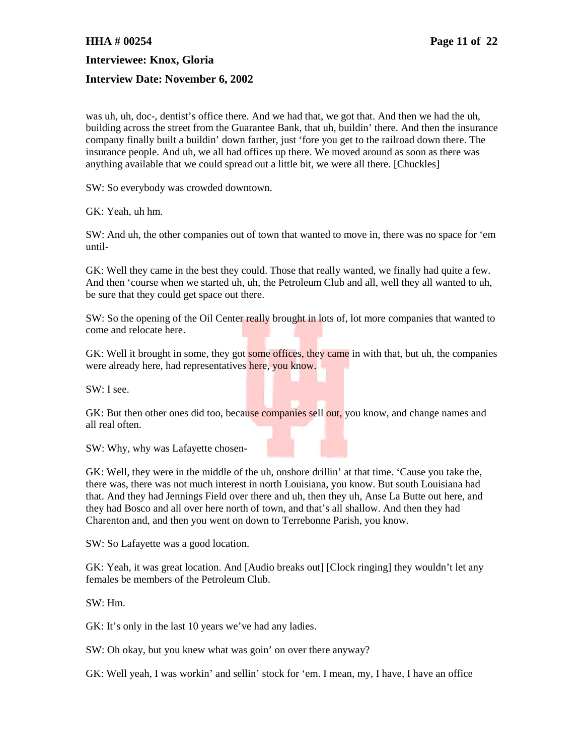was uh, uh, doc-, dentist's office there. And we had that, we got that. And then we had the uh, building across the street from the Guarantee Bank, that uh, buildin' there. And then the insurance company finally built a buildin' down farther, just 'fore you get to the railroad down there. The insurance people. And uh, we all had offices up there. We moved around as soon as there was anything available that we could spread out a little bit, we were all there. [Chuckles]

SW: So everybody was crowded downtown.

GK: Yeah, uh hm.

SW: And uh, the other companies out of town that wanted to move in, there was no space for 'em until-

GK: Well they came in the best they could. Those that really wanted, we finally had quite a few. And then 'course when we started uh, uh, the Petroleum Club and all, well they all wanted to uh, be sure that they could get space out there.

SW: So the opening of the Oil Center really brought in lots of, lot more companies that wanted to come and relocate here.

GK: Well it brought in some, they got some offices, they came in with that, but uh, the companies were already here, had representatives here, you know.

SW: I see.

GK: But then other ones did too, because companies sell out, you know, and change names and all real often.

SW: Why, why was Lafayette chosen-

GK: Well, they were in the middle of the uh, onshore drillin' at that time. 'Cause you take the, there was, there was not much interest in north Louisiana, you know. But south Louisiana had that. And they had Jennings Field over there and uh, then they uh, Anse La Butte out here, and they had Bosco and all over here north of town, and that's all shallow. And then they had Charenton and, and then you went on down to Terrebonne Parish, you know.

SW: So Lafayette was a good location.

GK: Yeah, it was great location. And [Audio breaks out] [Clock ringing] they wouldn't let any females be members of the Petroleum Club.

SW: Hm.

GK: It's only in the last 10 years we've had any ladies.

SW: Oh okay, but you knew what was goin' on over there anyway?

GK: Well yeah, I was workin' and sellin' stock for 'em. I mean, my, I have, I have an office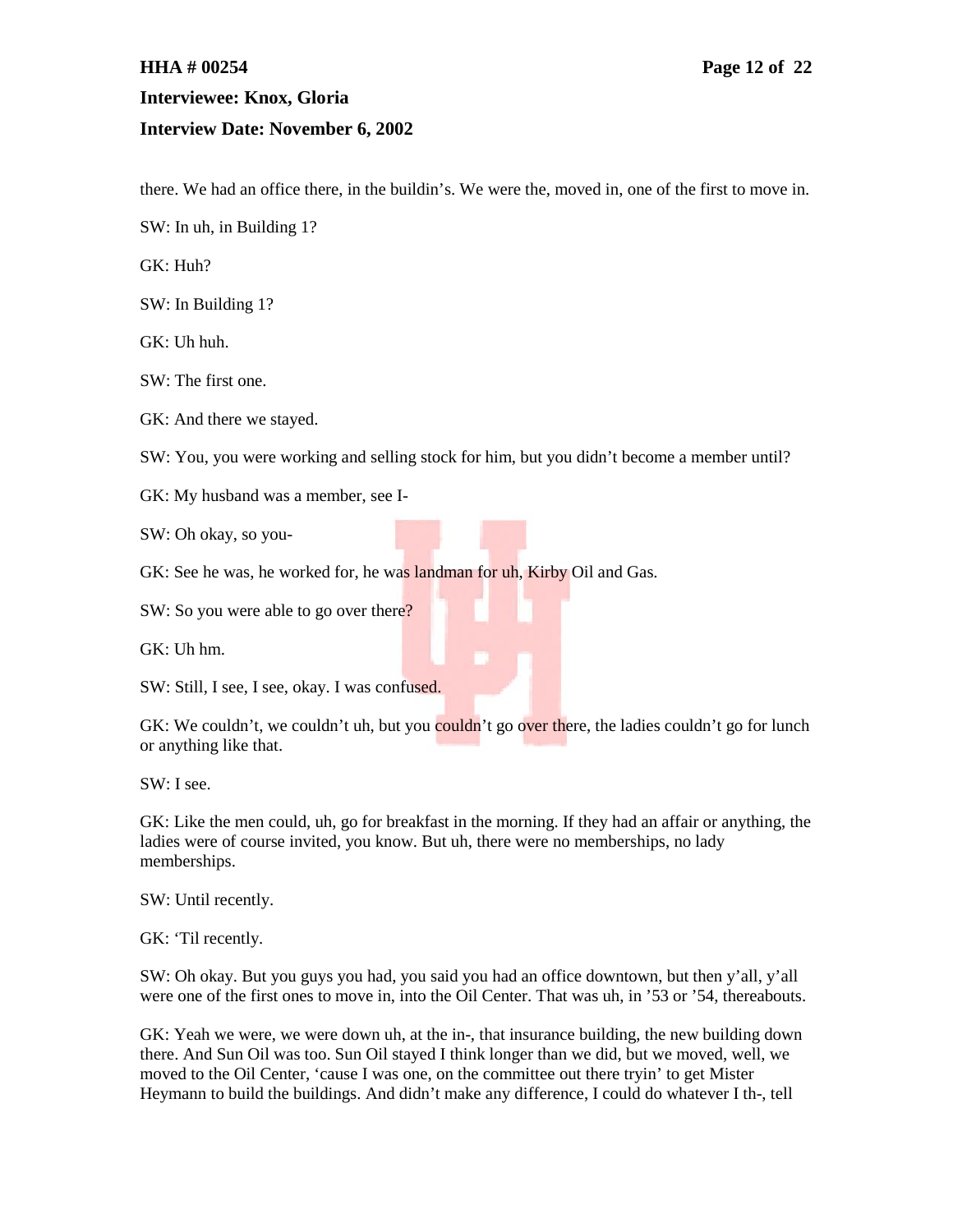there. We had an office there, in the buildin's. We were the, moved in, one of the first to move in.

SW: In uh, in Building 1?

GK: Huh?

SW: In Building 1?

GK: Uh huh.

SW: The first one.

GK: And there we stayed.

SW: You, you were working and selling stock for him, but you didn't become a member until?

GK: My husband was a member, see I-

SW: Oh okay, so you-

GK: See he was, he worked for, he was landman for uh, Kirby Oil and Gas.

SW: So you were able to go over there?

GK: Uh hm.

SW: Still, I see, I see, okay. I was confused.

GK: We couldn't, we couldn't uh, but you couldn't go over there, the ladies couldn't go for lunch or anything like that.

SW: I see.

GK: Like the men could, uh, go for breakfast in the morning. If they had an affair or anything, the ladies were of course invited, you know. But uh, there were no memberships, no lady memberships.

SW: Until recently.

GK: 'Til recently.

SW: Oh okay. But you guys you had, you said you had an office downtown, but then y'all, y'all were one of the first ones to move in, into the Oil Center. That was uh, in '53 or '54, thereabouts.

GK: Yeah we were, we were down uh, at the in-, that insurance building, the new building down there. And Sun Oil was too. Sun Oil stayed I think longer than we did, but we moved, well, we moved to the Oil Center, 'cause I was one, on the committee out there tryin' to get Mister Heymann to build the buildings. And didn't make any difference, I could do whatever I th-, tell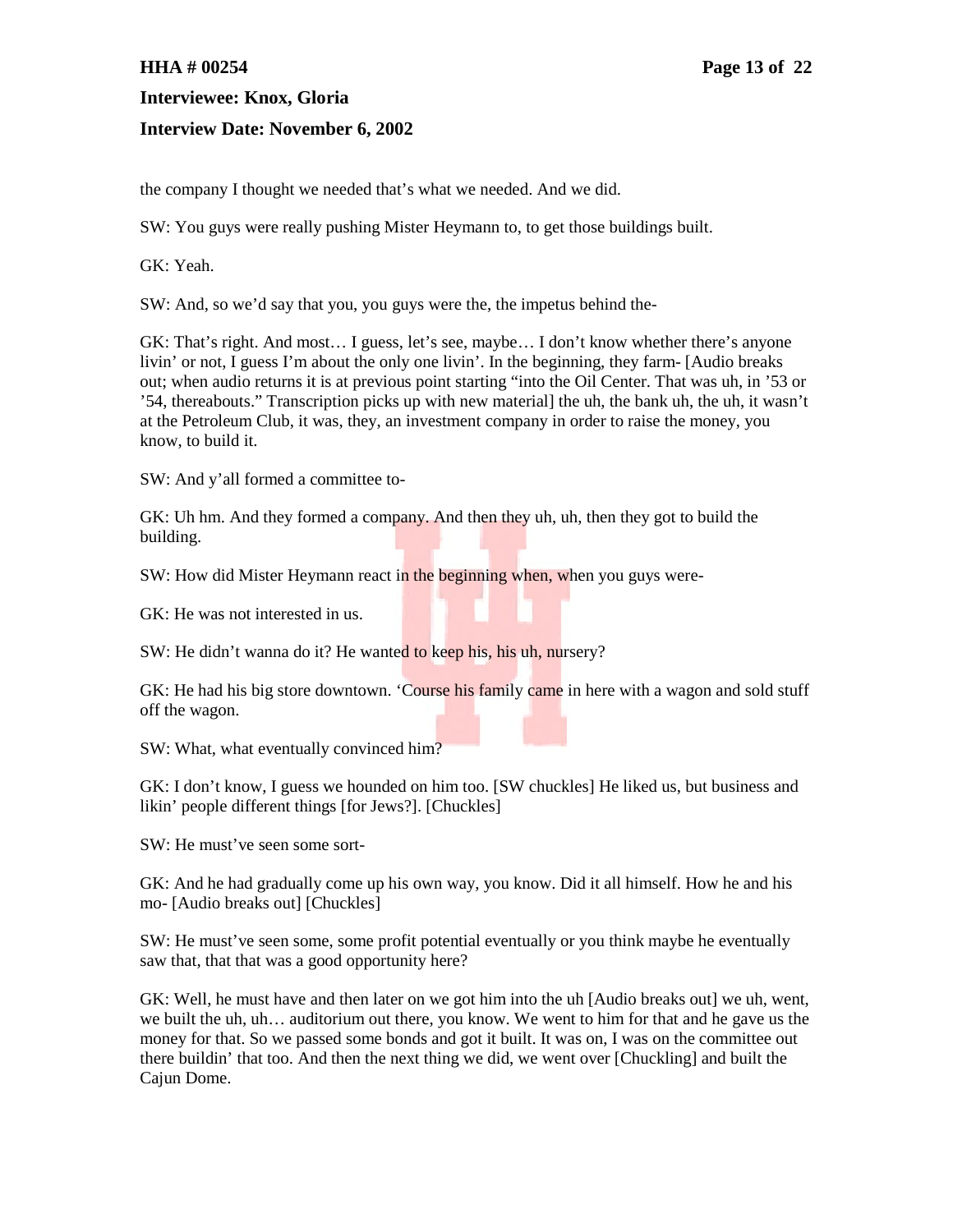the company I thought we needed that's what we needed. And we did.

SW: You guys were really pushing Mister Heymann to, to get those buildings built.

GK: Yeah.

SW: And, so we'd say that you, you guys were the, the impetus behind the-

GK: That's right. And most… I guess, let's see, maybe… I don't know whether there's anyone livin' or not, I guess I'm about the only one livin'. In the beginning, they farm- [Audio breaks out; when audio returns it is at previous point starting "into the Oil Center. That was uh, in '53 or '54, thereabouts." Transcription picks up with new material] the uh, the bank uh, the uh, it wasn't at the Petroleum Club, it was, they, an investment company in order to raise the money, you know, to build it.

SW: And y'all formed a committee to-

GK: Uh hm. And they formed a company. And then they uh, uh, then they got to build the building.

SW: How did Mister Heymann react in the beginning when, when you guys were-

GK: He was not interested in us.

SW: He didn't wanna do it? He wanted to keep his, his uh, nursery?

GK: He had his big store downtown. 'Course his family came in here with a wagon and sold stuff off the wagon.

SW: What, what eventually convinced him?

GK: I don't know, I guess we hounded on him too. [SW chuckles] He liked us, but business and likin' people different things [for Jews?]. [Chuckles]

SW: He must've seen some sort-

GK: And he had gradually come up his own way, you know. Did it all himself. How he and his mo- [Audio breaks out] [Chuckles]

SW: He must've seen some, some profit potential eventually or you think maybe he eventually saw that, that that was a good opportunity here?

GK: Well, he must have and then later on we got him into the uh [Audio breaks out] we uh, went, we built the uh, uh… auditorium out there, you know. We went to him for that and he gave us the money for that. So we passed some bonds and got it built. It was on, I was on the committee out there buildin' that too. And then the next thing we did, we went over [Chuckling] and built the Cajun Dome.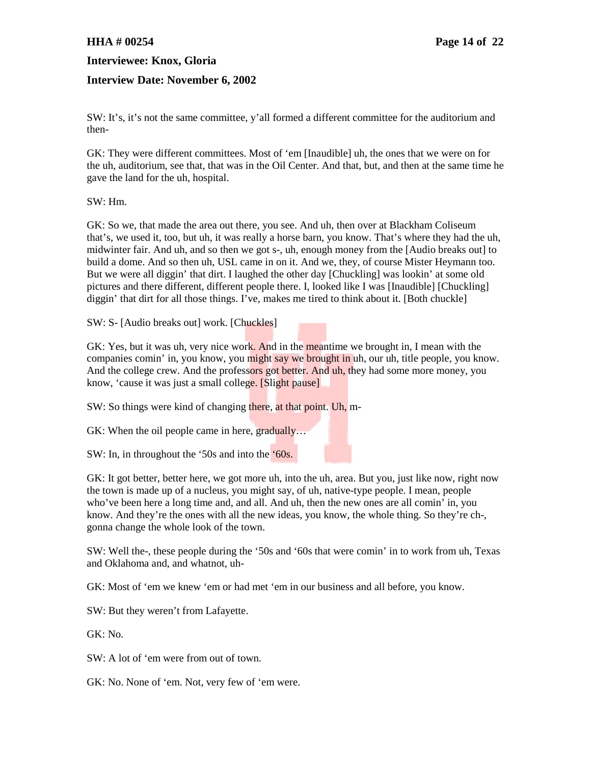SW: It's, it's not the same committee, y'all formed a different committee for the auditorium and then-

GK: They were different committees. Most of 'em [Inaudible] uh, the ones that we were on for the uh, auditorium, see that, that was in the Oil Center. And that, but, and then at the same time he gave the land for the uh, hospital.

SW: Hm.

GK: So we, that made the area out there, you see. And uh, then over at Blackham Coliseum that's, we used it, too, but uh, it was really a horse barn, you know. That's where they had the uh, midwinter fair. And uh, and so then we got s-, uh, enough money from the [Audio breaks out] to build a dome. And so then uh, USL came in on it. And we, they, of course Mister Heymann too. But we were all diggin' that dirt. I laughed the other day [Chuckling] was lookin' at some old pictures and there different, different people there. I, looked like I was [Inaudible] [Chuckling] diggin' that dirt for all those things. I've, makes me tired to think about it. [Both chuckle]

SW: S- [Audio breaks out] work. [Chuckles]

GK: Yes, but it was uh, very nice work. And in the meantime we brought in, I mean with the companies comin' in, you know, you might say we brought in uh, our uh, title people, you know. And the college crew. And the professors got better. And uh, they had some more money, you know, 'cause it was just a small college. [Slight pause]

SW: So things were kind of changing there, at that point. Uh, m-

GK: When the oil people came in here, gradually…

SW: In, in throughout the '50s and into the '60s.

GK: It got better, better here, we got more uh, into the uh, area. But you, just like now, right now the town is made up of a nucleus, you might say, of uh, native-type people. I mean, people who've been here a long time and, and all. And uh, then the new ones are all comin' in, you know. And they're the ones with all the new ideas, you know, the whole thing. So they're ch-, gonna change the whole look of the town.

SW: Well the-, these people during the '50s and '60s that were comin' in to work from uh, Texas and Oklahoma and, and whatnot, uh-

GK: Most of 'em we knew 'em or had met 'em in our business and all before, you know.

SW: But they weren't from Lafayette.

GK: No.

SW: A lot of 'em were from out of town.

GK: No. None of 'em. Not, very few of 'em were.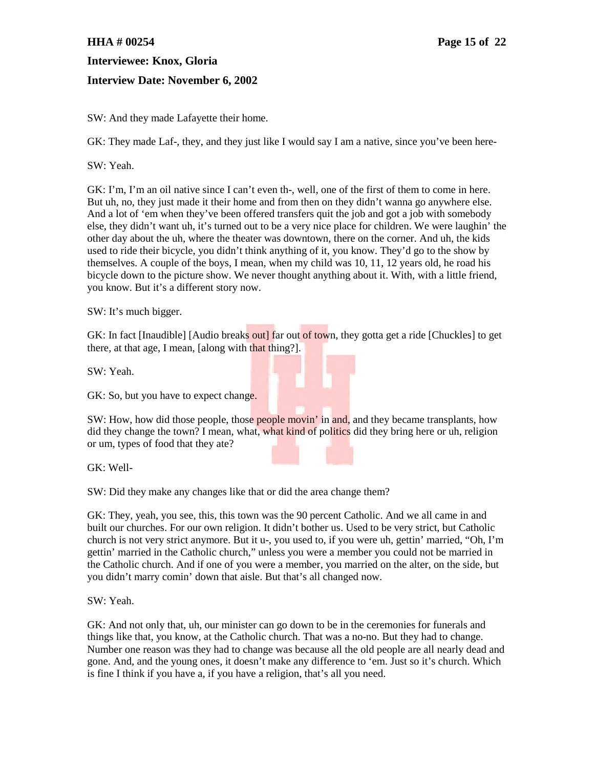SW: And they made Lafayette their home.

GK: They made Laf-, they, and they just like I would say I am a native, since you've been here-

SW: Yeah.

GK: I'm, I'm an oil native since I can't even th-, well, one of the first of them to come in here. But uh, no, they just made it their home and from then on they didn't wanna go anywhere else. And a lot of 'em when they've been offered transfers quit the job and got a job with somebody else, they didn't want uh, it's turned out to be a very nice place for children. We were laughin' the other day about the uh, where the theater was downtown, there on the corner. And uh, the kids used to ride their bicycle, you didn't think anything of it, you know. They'd go to the show by themselves. A couple of the boys, I mean, when my child was 10, 11, 12 years old, he road his bicycle down to the picture show. We never thought anything about it. With, with a little friend, you know. But it's a different story now.

SW: It's much bigger.

GK: In fact [Inaudible] [Audio breaks out] far out of town, they gotta get a ride [Chuckles] to get there, at that age, I mean, [along with that thing?].

SW: Yeah.

GK: So, but you have to expect change.

SW: How, how did those people, those people movin' in and, and they became transplants, how did they change the town? I mean, what, what kind of politics did they bring here or uh, religion or um, types of food that they ate?

GK: Well-

SW: Did they make any changes like that or did the area change them?

GK: They, yeah, you see, this, this town was the 90 percent Catholic. And we all came in and built our churches. For our own religion. It didn't bother us. Used to be very strict, but Catholic church is not very strict anymore. But it u-, you used to, if you were uh, gettin' married, "Oh, I'm gettin' married in the Catholic church," unless you were a member you could not be married in the Catholic church. And if one of you were a member, you married on the alter, on the side, but you didn't marry comin' down that aisle. But that's all changed now.

SW: Yeah.

GK: And not only that, uh, our minister can go down to be in the ceremonies for funerals and things like that, you know, at the Catholic church. That was a no-no. But they had to change. Number one reason was they had to change was because all the old people are all nearly dead and gone. And, and the young ones, it doesn't make any difference to 'em. Just so it's church. Which is fine I think if you have a, if you have a religion, that's all you need.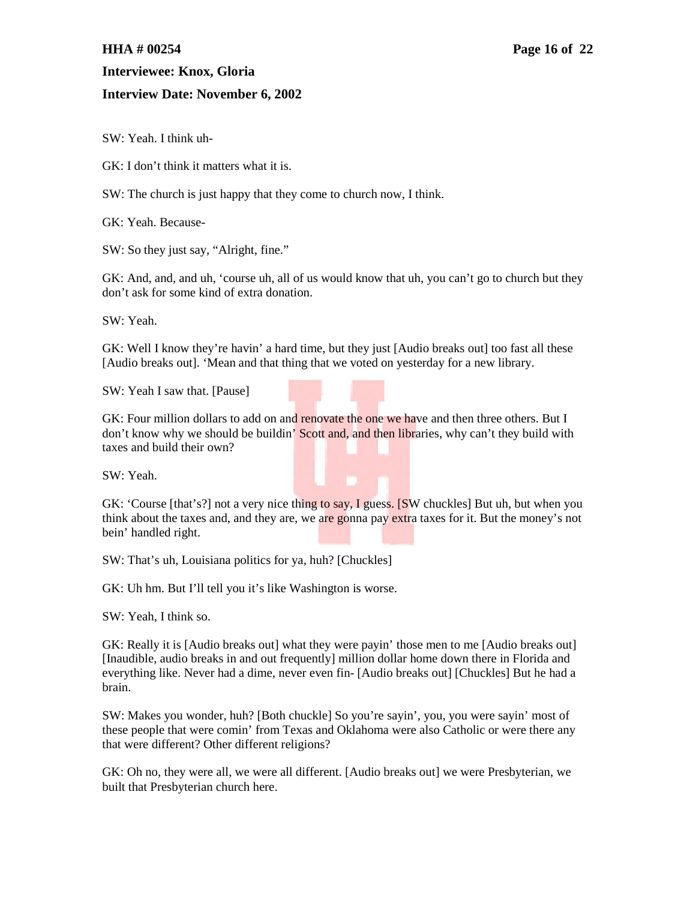SW: Yeah. I think uh-

GK: I don't think it matters what it is.

SW: The church is just happy that they come to church now, I think.

GK: Yeah. Because-

SW: So they just say, "Alright, fine."

GK: And, and, and uh, 'course uh, all of us would know that uh, you can't go to church but they don't ask for some kind of extra donation.

SW: Yeah.

GK: Well I know they're havin' a hard time, but they just [Audio breaks out] too fast all these [Audio breaks out]. 'Mean and that thing that we voted on yesterday for a new library.

SW: Yeah I saw that. [Pause]

GK: Four million dollars to add on and renovate the one we have and then three others. But I don't know why we should be buildin' Scott and, and then libraries, why can't they build with taxes and build their own?

SW: Yeah.

GK: 'Course [that's?] not a very nice thing to say, I guess. [SW chuckles] But uh, but when you think about the taxes and, and they are, we are gonna pay extra taxes for it. But the money's not bein' handled right.

SW: That's uh, Louisiana politics for ya, huh? [Chuckles]

GK: Uh hm. But I'll tell you it's like Washington is worse.

SW: Yeah, I think so.

GK: Really it is [Audio breaks out] what they were payin' those men to me [Audio breaks out] [Inaudible, audio breaks in and out frequently] million dollar home down there in Florida and everything like. Never had a dime, never even fin- [Audio breaks out] [Chuckles] But he had a brain.

SW: Makes you wonder, huh? [Both chuckle] So you're sayin', you, you were sayin' most of these people that were comin' from Texas and Oklahoma were also Catholic or were there any that were different? Other different religions?

GK: Oh no, they were all, we were all different. [Audio breaks out] we were Presbyterian, we built that Presbyterian church here.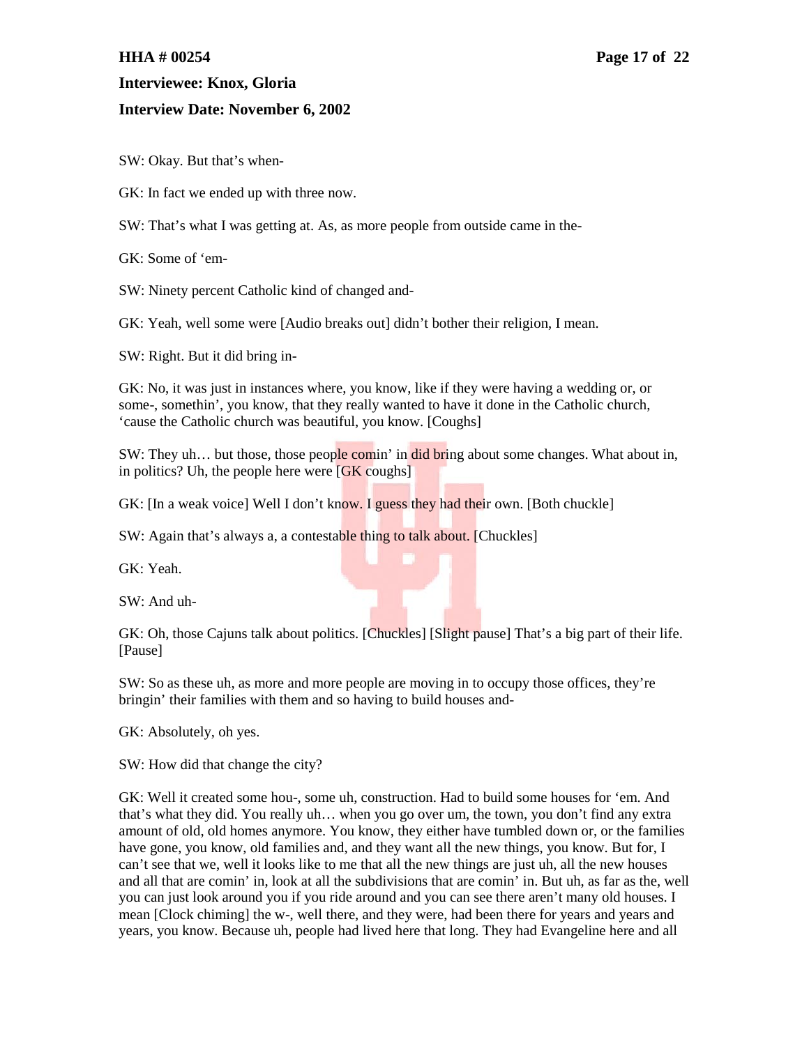SW: Okay. But that's when-

GK: In fact we ended up with three now.

SW: That's what I was getting at. As, as more people from outside came in the-

GK: Some of 'em-

SW: Ninety percent Catholic kind of changed and-

GK: Yeah, well some were [Audio breaks out] didn't bother their religion, I mean.

SW: Right. But it did bring in-

GK: No, it was just in instances where, you know, like if they were having a wedding or, or some-, somethin', you know, that they really wanted to have it done in the Catholic church, 'cause the Catholic church was beautiful, you know. [Coughs]

SW: They uh… but those, those people comin' in did bring about some changes. What about in, in politics? Uh, the people here were [GK coughs]

GK: [In a weak voice] Well I don't know. I guess they had their own. [Both chuckle]

SW: Again that's always a, a contestable thing to talk about. [Chuckles]

GK: Yeah.

SW: And uh-

GK: Oh, those Cajuns talk about politics. [Chuckles] [Slight pause] That's a big part of their life. [Pause]

SW: So as these uh, as more and more people are moving in to occupy those offices, they're bringin' their families with them and so having to build houses and-

GK: Absolutely, oh yes.

SW: How did that change the city?

GK: Well it created some hou-, some uh, construction. Had to build some houses for 'em. And that's what they did. You really uh… when you go over um, the town, you don't find any extra amount of old, old homes anymore. You know, they either have tumbled down or, or the families have gone, you know, old families and, and they want all the new things, you know. But for, I can't see that we, well it looks like to me that all the new things are just uh, all the new houses and all that are comin' in, look at all the subdivisions that are comin' in. But uh, as far as the, well you can just look around you if you ride around and you can see there aren't many old houses. I mean [Clock chiming] the w-, well there, and they were, had been there for years and years and years, you know. Because uh, people had lived here that long. They had Evangeline here and all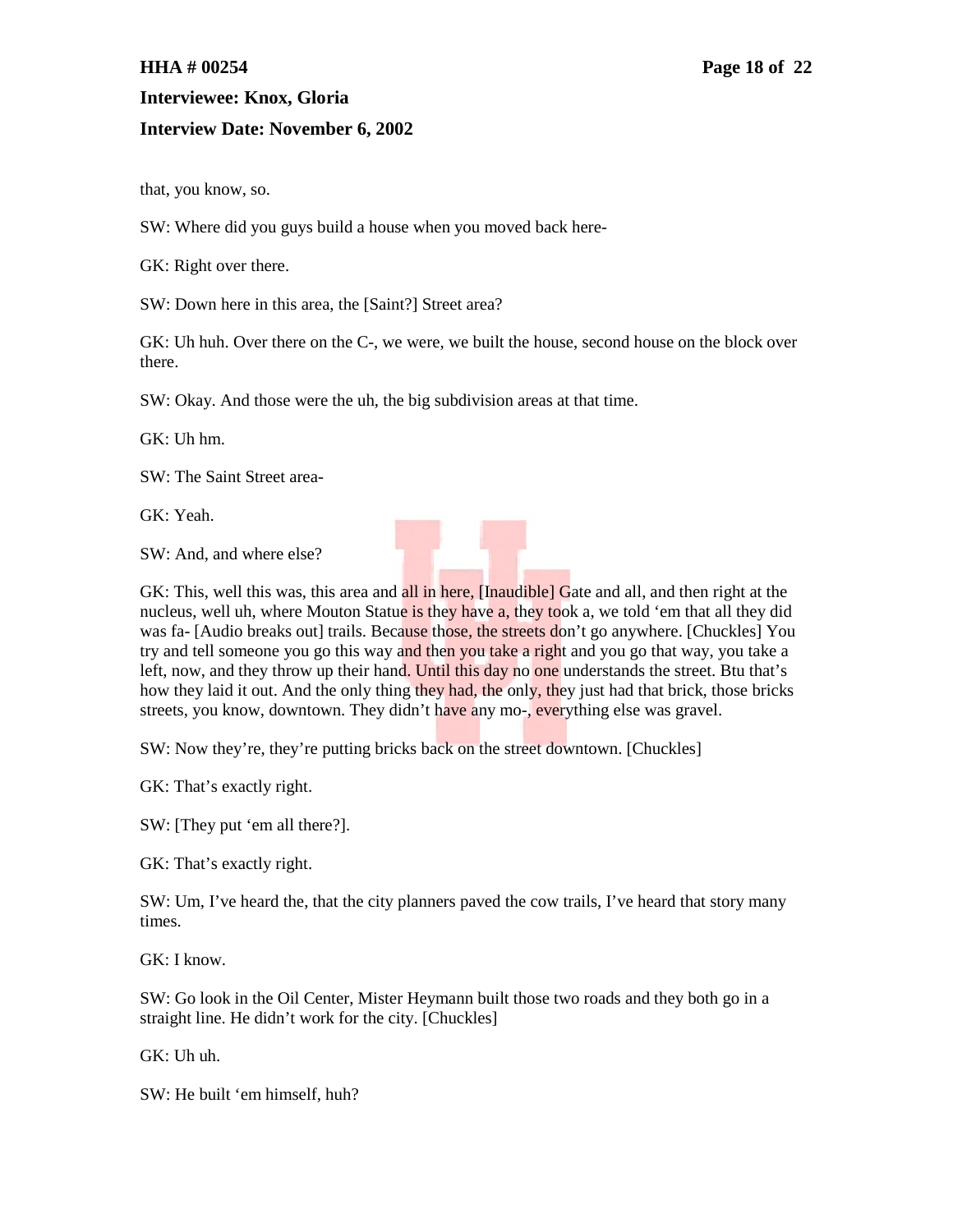that, you know, so.

SW: Where did you guys build a house when you moved back here-

GK: Right over there.

SW: Down here in this area, the [Saint?] Street area?

GK: Uh huh. Over there on the C-, we were, we built the house, second house on the block over there.

SW: Okay. And those were the uh, the big subdivision areas at that time.

GK: Uh hm.

SW: The Saint Street area-

GK: Yeah.

SW: And, and where else?

GK: This, well this was, this area and all in here, [Inaudible] Gate and all, and then right at the nucleus, well uh, where Mouton Statue is they have a, they took a, we told 'em that all they did was fa- [Audio breaks out] trails. Because those, the streets don't go anywhere. [Chuckles] You try and tell someone you go this way and then you take a right and you go that way, you take a left, now, and they throw up their hand. Until this day no one understands the street. Btu that's how they laid it out. And the only thing they had, the only, they just had that brick, those bricks streets, you know, downtown. They didn't have any mo-, everything else was gravel.

SW: Now they're, they're putting bricks back on the street downtown. [Chuckles]

GK: That's exactly right.

SW: [They put 'em all there?].

GK: That's exactly right.

SW: Um, I've heard the, that the city planners paved the cow trails, I've heard that story many times.

GK: I know.

SW: Go look in the Oil Center, Mister Heymann built those two roads and they both go in a straight line. He didn't work for the city. [Chuckles]

GK: Uh uh.

SW: He built 'em himself, huh?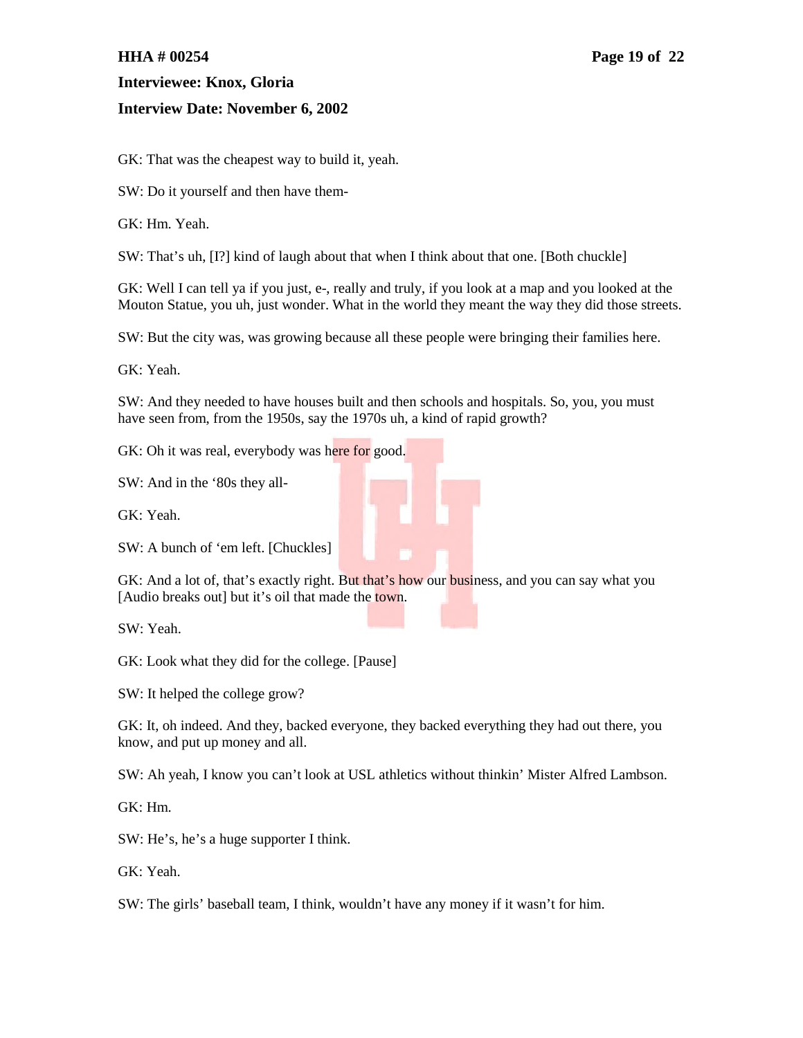GK: That was the cheapest way to build it, yeah.

SW: Do it yourself and then have them-

GK: Hm. Yeah.

SW: That's uh, [I?] kind of laugh about that when I think about that one. [Both chuckle]

GK: Well I can tell ya if you just, e-, really and truly, if you look at a map and you looked at the Mouton Statue, you uh, just wonder. What in the world they meant the way they did those streets.

SW: But the city was, was growing because all these people were bringing their families here.

GK: Yeah.

SW: And they needed to have houses built and then schools and hospitals. So, you, you must have seen from, from the 1950s, say the 1970s uh, a kind of rapid growth?

GK: Oh it was real, everybody was here for good.

SW: And in the '80s they all-

GK: Yeah.

SW: A bunch of 'em left. [Chuckles]

GK: And a lot of, that's exactly right. But that's how our business, and you can say what you [Audio breaks out] but it's oil that made the town.

SW: Yeah.

GK: Look what they did for the college. [Pause]

SW: It helped the college grow?

GK: It, oh indeed. And they, backed everyone, they backed everything they had out there, you know, and put up money and all.

SW: Ah yeah, I know you can't look at USL athletics without thinkin' Mister Alfred Lambson.

GK: Hm.

SW: He's, he's a huge supporter I think.

GK: Yeah.

SW: The girls' baseball team, I think, wouldn't have any money if it wasn't for him.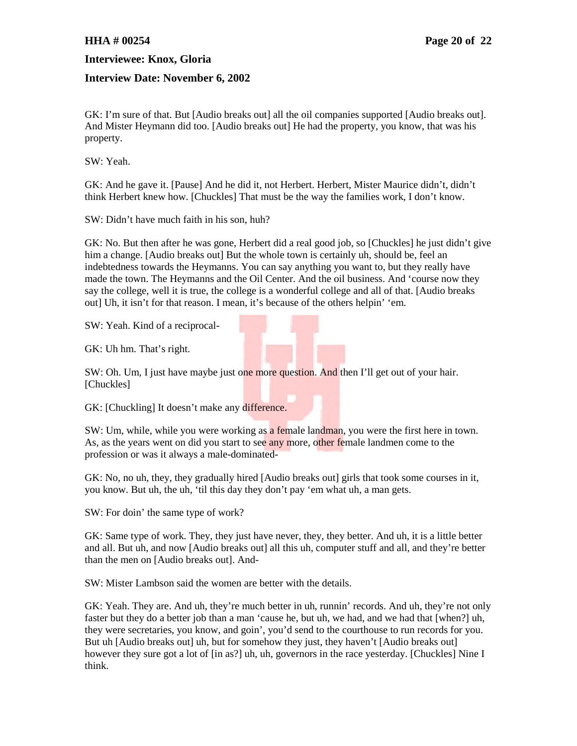GK: I'm sure of that. But [Audio breaks out] all the oil companies supported [Audio breaks out]. And Mister Heymann did too. [Audio breaks out] He had the property, you know, that was his property.

SW: Yeah.

GK: And he gave it. [Pause] And he did it, not Herbert. Herbert, Mister Maurice didn't, didn't think Herbert knew how. [Chuckles] That must be the way the families work, I don't know.

SW: Didn't have much faith in his son, huh?

GK: No. But then after he was gone, Herbert did a real good job, so [Chuckles] he just didn't give him a change. [Audio breaks out] But the whole town is certainly uh, should be, feel an indebtedness towards the Heymanns. You can say anything you want to, but they really have made the town. The Heymanns and the Oil Center. And the oil business. And 'course now they say the college, well it is true, the college is a wonderful college and all of that. [Audio breaks out] Uh, it isn't for that reason. I mean, it's because of the others helpin' 'em.

SW: Yeah. Kind of a reciprocal-

GK: Uh hm. That's right.

SW: Oh. Um, I just have maybe just one more question. And then I'll get out of your hair. [Chuckles]

GK: [Chuckling] It doesn't make any difference.

SW: Um, while, while you were working as a female landman, you were the first here in town. As, as the years went on did you start to see any more, other female landmen come to the profession or was it always a male-dominated-

GK: No, no uh, they, they gradually hired [Audio breaks out] girls that took some courses in it, you know. But uh, the uh, 'til this day they don't pay 'em what uh, a man gets.

SW: For doin' the same type of work?

GK: Same type of work. They, they just have never, they, they better. And uh, it is a little better and all. But uh, and now [Audio breaks out] all this uh, computer stuff and all, and they're better than the men on [Audio breaks out]. And-

SW: Mister Lambson said the women are better with the details.

GK: Yeah. They are. And uh, they're much better in uh, runnin' records. And uh, they're not only faster but they do a better job than a man 'cause he, but uh, we had, and we had that [when?] uh, they were secretaries, you know, and goin', you'd send to the courthouse to run records for you. But uh [Audio breaks out] uh, but for somehow they just, they haven't [Audio breaks out] however they sure got a lot of [in as?] uh, uh, governors in the race yesterday. [Chuckles] Nine I think.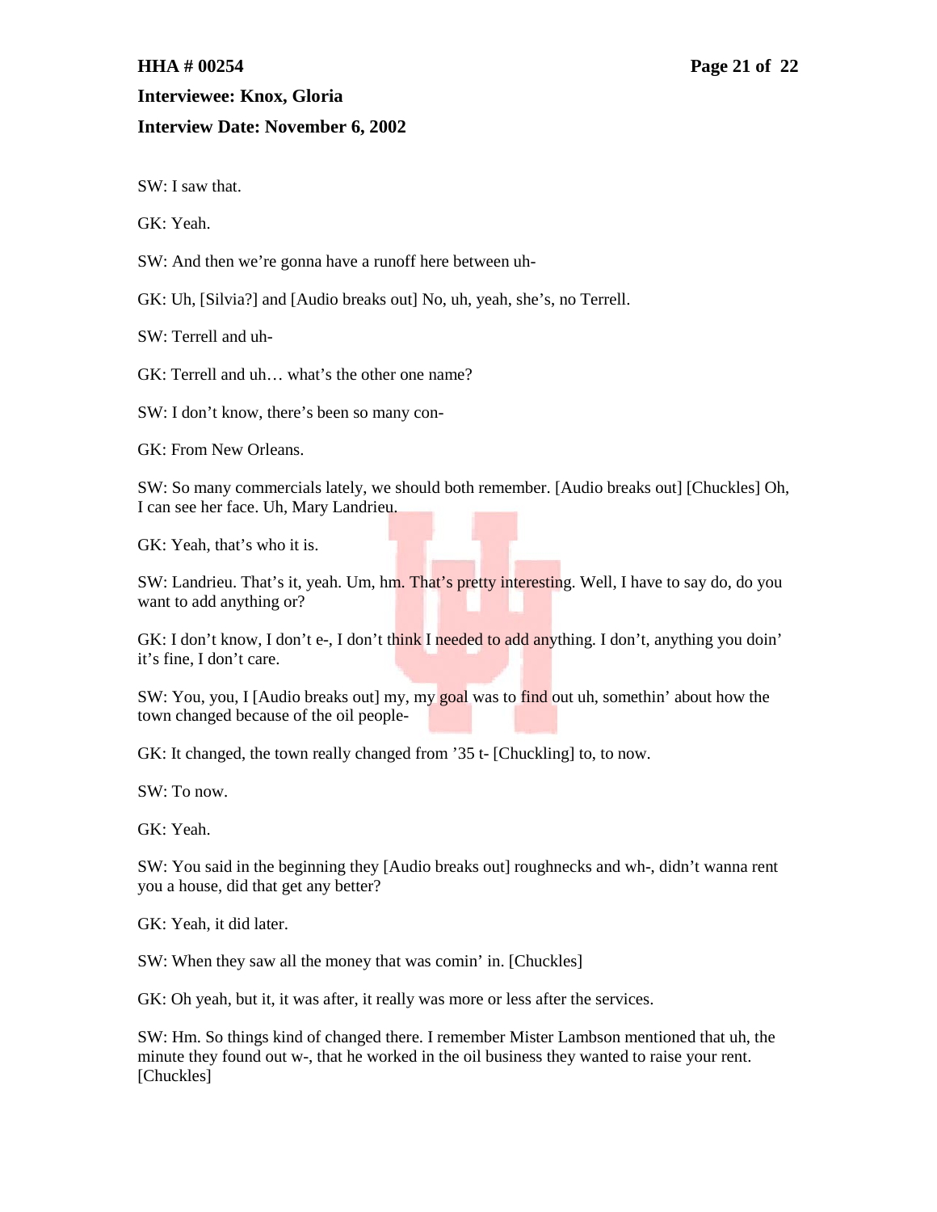SW: I saw that.

GK: Yeah.

SW: And then we're gonna have a runoff here between uh-

GK: Uh, [Silvia?] and [Audio breaks out] No, uh, yeah, she's, no Terrell.

SW: Terrell and uh-

GK: Terrell and uh… what's the other one name?

SW: I don't know, there's been so many con-

GK: From New Orleans.

SW: So many commercials lately, we should both remember. [Audio breaks out] [Chuckles] Oh, I can see her face. Uh, Mary Landrieu.

GK: Yeah, that's who it is.

SW: Landrieu. That's it, yeah. Um, hm. That's pretty interesting. Well, I have to say do, do you want to add anything or?

GK: I don't know, I don't e-, I don't think I needed to add anything. I don't, anything you doin' it's fine, I don't care.

SW: You, you, I [Audio breaks out] my, my goal was to find out uh, somethin' about how the town changed because of the oil people-

GK: It changed, the town really changed from '35 t- [Chuckling] to, to now.

SW: To now.

GK: Yeah.

SW: You said in the beginning they [Audio breaks out] roughnecks and wh-, didn't wanna rent you a house, did that get any better?

GK: Yeah, it did later.

SW: When they saw all the money that was comin' in. [Chuckles]

GK: Oh yeah, but it, it was after, it really was more or less after the services.

SW: Hm. So things kind of changed there. I remember Mister Lambson mentioned that uh, the minute they found out w-, that he worked in the oil business they wanted to raise your rent. [Chuckles]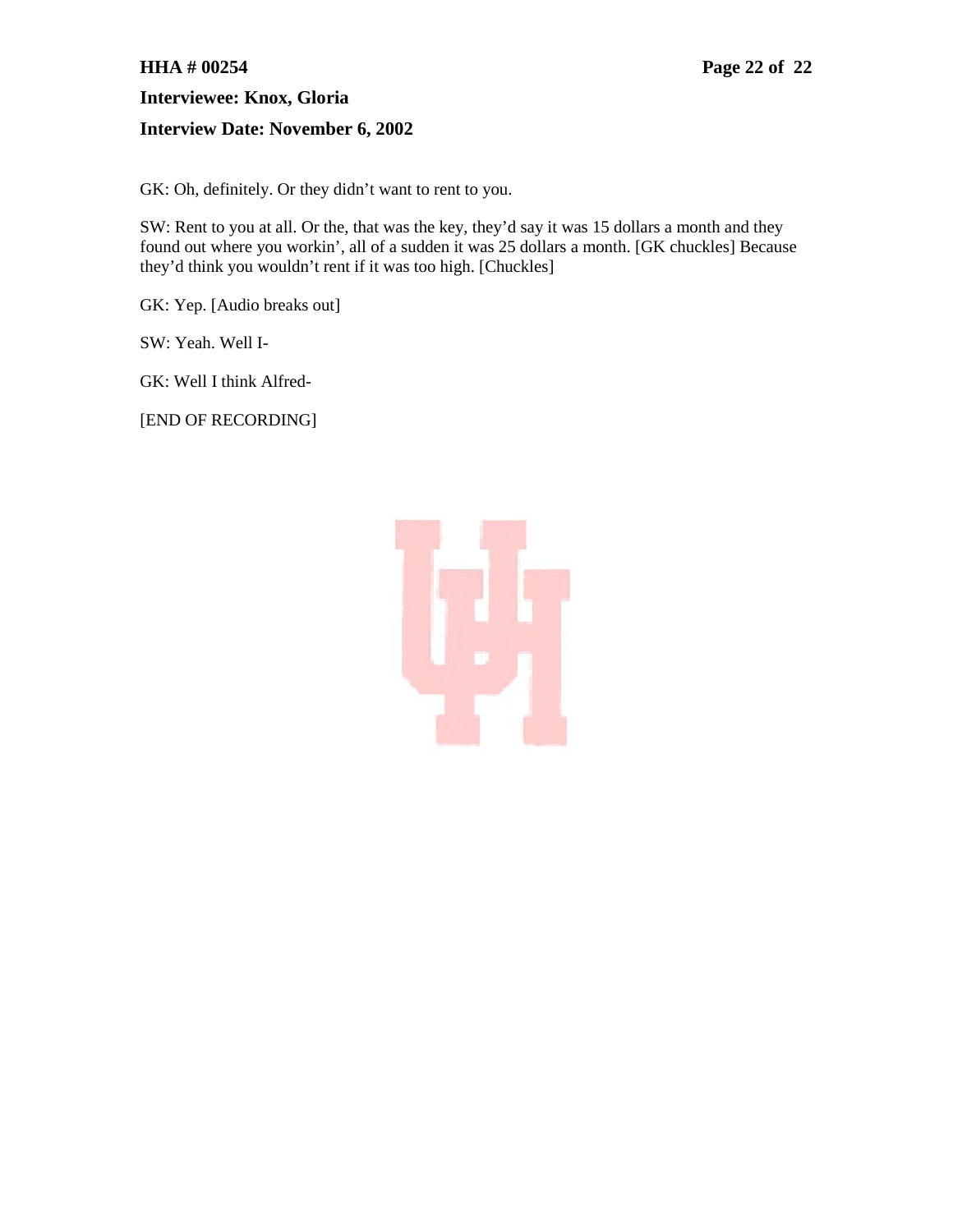GK: Oh, definitely. Or they didn't want to rent to you.

SW: Rent to you at all. Or the, that was the key, they'd say it was 15 dollars a month and they found out where you workin', all of a sudden it was 25 dollars a month. [GK chuckles] Because they'd think you wouldn't rent if it was too high. [Chuckles]

GK: Yep. [Audio breaks out]

SW: Yeah. Well I-

GK: Well I think Alfred-

[END OF RECORDING]